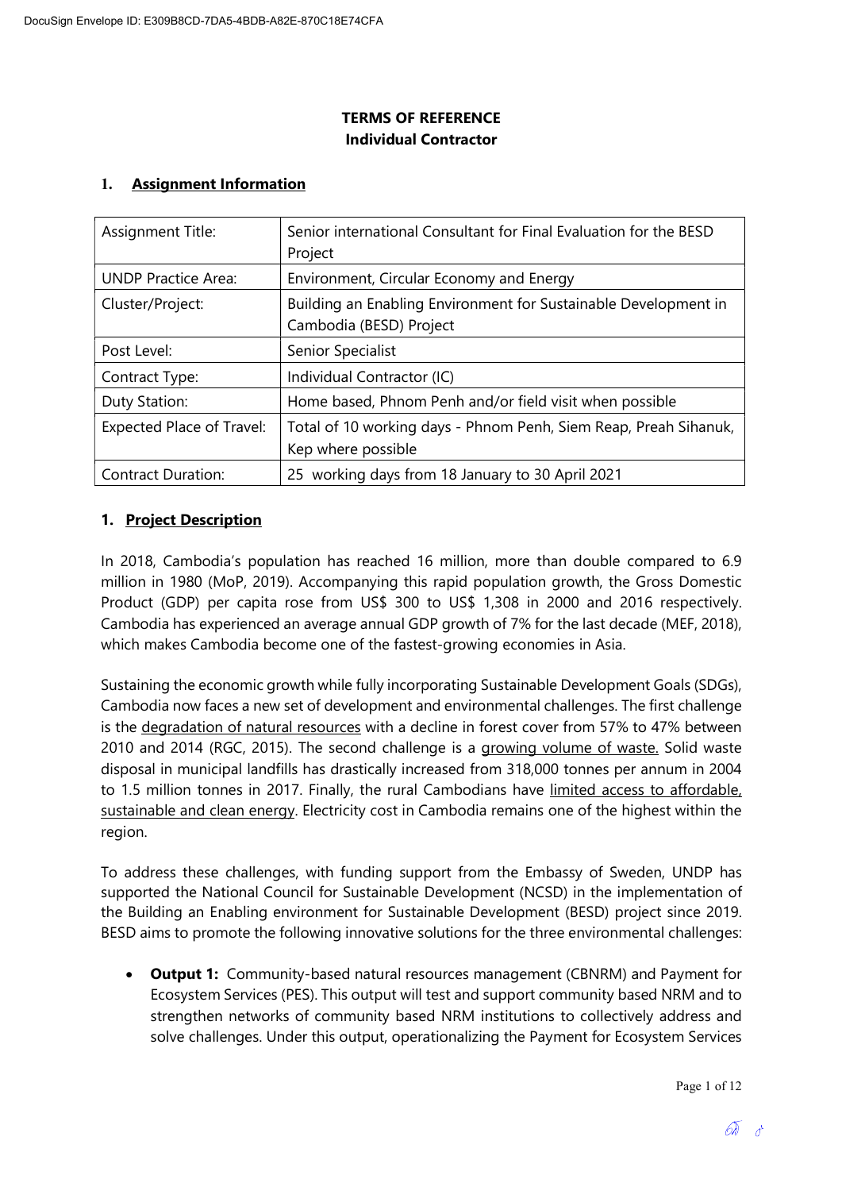DocuSign Envelope ID: E309B8CD-7DA5-4BDB-A82E-870C18E74CFA

# TERMS OF REFERENCE
# Individual Contractor

## 1. Assignment Information

| | |
|---|---|
| Assignment Title: | Senior international Consultant for Final Evaluation for the BESD Project |
| UNDP Practice Area: | Environment, Circular Economy and Energy |
| Cluster/Project: | Building an Enabling Environment for Sustainable Development in Cambodia (BESD) Project |
| Post Level: | Senior Specialist |
| Contract Type: | Individual Contractor (IC) |
| Duty Station: | Home based, Phnom Penh and/or field visit when possible |
| Expected Place of Travel: | Total of 10 working days - Phnom Penh, Siem Reap, Preah Sihanuk, Kep where possible |
| Contract Duration: | 25 working days from 18 January to 30 April 2021 |

## 1. Project Description

In 2018, Cambodia's population has reached 16 million, more than double compared to 6.9 million in 1980 (MoP, 2019). Accompanying this rapid population growth, the Gross Domestic Product (GDP) per capita rose from US$ 300 to US$ 1,308 in 2000 and 2016 respectively. Cambodia has experienced an average annual GDP growth of 7% for the last decade (MEF, 2018), which makes Cambodia become one of the fastest-growing economies in Asia.

Sustaining the economic growth while fully incorporating Sustainable Development Goals (SDGs), Cambodia now faces a new set of development and environmental challenges. The first challenge is the degradation of natural resources with a decline in forest cover from 57% to 47% between 2010 and 2014 (RGC, 2015). The second challenge is a growing volume of waste. Solid waste disposal in municipal landfills has drastically increased from 318,000 tonnes per annum in 2004 to 1.5 million tonnes in 2017. Finally, the rural Cambodians have limited access to affordable, sustainable and clean energy. Electricity cost in Cambodia remains one of the highest within the region.

To address these challenges, with funding support from the Embassy of Sweden, UNDP has supported the National Council for Sustainable Development (NCSD) in the implementation of the Building an Enabling environment for Sustainable Development (BESD) project since 2019. BESD aims to promote the following innovative solutions for the three environmental challenges:

- **Output 1:** Community-based natural resources management (CBNRM) and Payment for Ecosystem Services (PES). This output will test and support community based NRM and to strengthen networks of community based NRM institutions to collectively address and solve challenges. Under this output, operationalizing the Payment for Ecosystem Services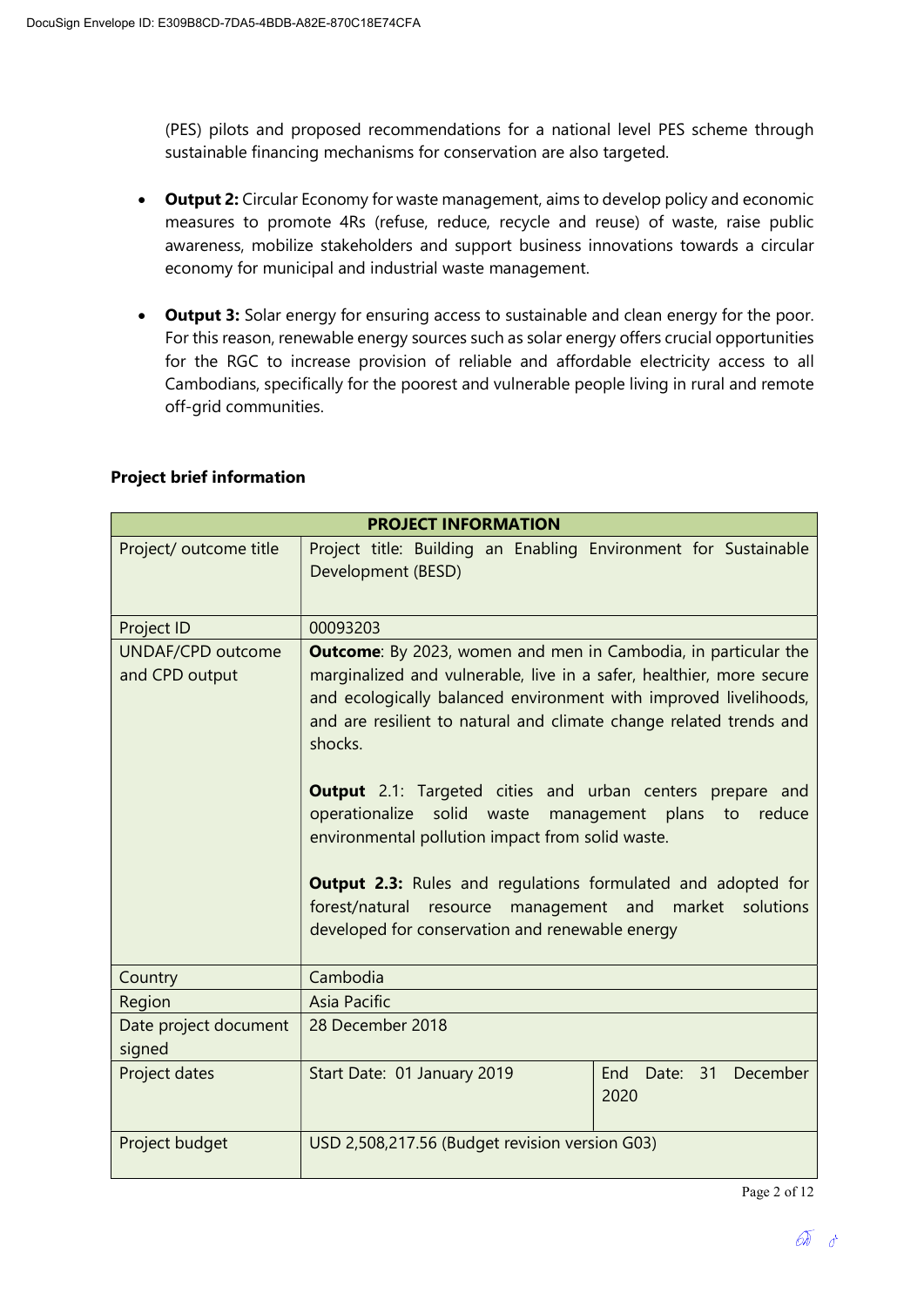(PES) pilots and proposed recommendations for a national level PES scheme through sustainable financing mechanisms for conservation are also targeted.

- **Output 2:** Circular Economy for waste management, aims to develop policy and economic measures to promote 4Rs (refuse, reduce, recycle and reuse) of waste, raise public awareness, mobilize stakeholders and support business innovations towards a circular economy for municipal and industrial waste management.

- **Output 3:** Solar energy for ensuring access to sustainable and clean energy for the poor. For this reason, renewable energy sources such as solar energy offers crucial opportunities for the RGC to increase provision of reliable and affordable electricity access to all Cambodians, specifically for the poorest and vulnerable people living in rural and remote off-grid communities.

**Project brief information**

| **PROJECT INFORMATION** | | |
|---|---|---|
| Project/ outcome title | Project title: Building an Enabling Environment for Sustainable Development (BESD) | |
| Project ID | 00093203 | |
| UNDAF/CPD outcome and CPD output | **Outcome**: By 2023, women and men in Cambodia, in particular the marginalized and vulnerable, live in a safer, healthier, more secure and ecologically balanced environment with improved livelihoods, and are resilient to natural and climate change related trends and shocks.<br><br>**Output** 2.1: Targeted cities and urban centers prepare and operationalize solid waste management plans to reduce environmental pollution impact from solid waste.<br><br>**Output 2.3:** Rules and regulations formulated and adopted for forest/natural resource management and market solutions developed for conservation and renewable energy | |
| Country | Cambodia | |
| Region | Asia Pacific | |
| Date project document signed | 28 December 2018 | |
| Project dates | Start Date: 01 January 2019 | End Date: 31 December 2020 |
| Project budget | USD 2,508,217.56 (Budget revision version G03) | |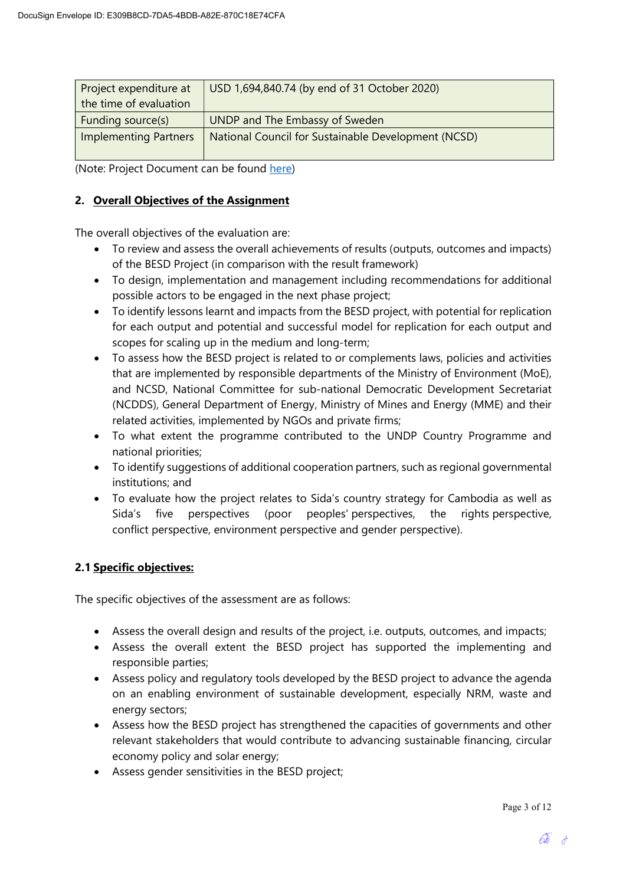| Project expenditure at the time of evaluation | USD 1,694,840.74 (by end of 31 October 2020) |
| --- | --- |
| Funding source(s) | UNDP and The Embassy of Sweden |
| Implementing Partners | National Council for Sustainable Development (NCSD) |

(Note: Project Document can be found here)

## 2. Overall Objectives of the Assignment

The overall objectives of the evaluation are:

- To review and assess the overall achievements of results (outputs, outcomes and impacts) of the BESD Project (in comparison with the result framework)
- To design, implementation and management including recommendations for additional possible actors to be engaged in the next phase project;
- To identify lessons learnt and impacts from the BESD project, with potential for replication for each output and potential and successful model for replication for each output and scopes for scaling up in the medium and long-term;
- To assess how the BESD project is related to or complements laws, policies and activities that are implemented by responsible departments of the Ministry of Environment (MoE), and NCSD, National Committee for sub-national Democratic Development Secretariat (NCDDS), General Department of Energy, Ministry of Mines and Energy (MME) and their related activities, implemented by NGOs and private firms;
- To what extent the programme contributed to the UNDP Country Programme and national priorities;
- To identify suggestions of additional cooperation partners, such as regional governmental institutions; and
- To evaluate how the project relates to Sida's country strategy for Cambodia as well as Sida's five perspectives (poor peoples' perspectives, the rights perspective, conflict perspective, environment perspective and gender perspective).

### 2.1 Specific objectives:

The specific objectives of the assessment are as follows:

- Assess the overall design and results of the project, i.e. outputs, outcomes, and impacts;
- Assess the overall extent the BESD project has supported the implementing and responsible parties;
- Assess policy and regulatory tools developed by the BESD project to advance the agenda on an enabling environment of sustainable development, especially NRM, waste and energy sectors;
- Assess how the BESD project has strengthened the capacities of governments and other relevant stakeholders that would contribute to advancing sustainable financing, circular economy policy and solar energy;
- Assess gender sensitivities in the BESD project;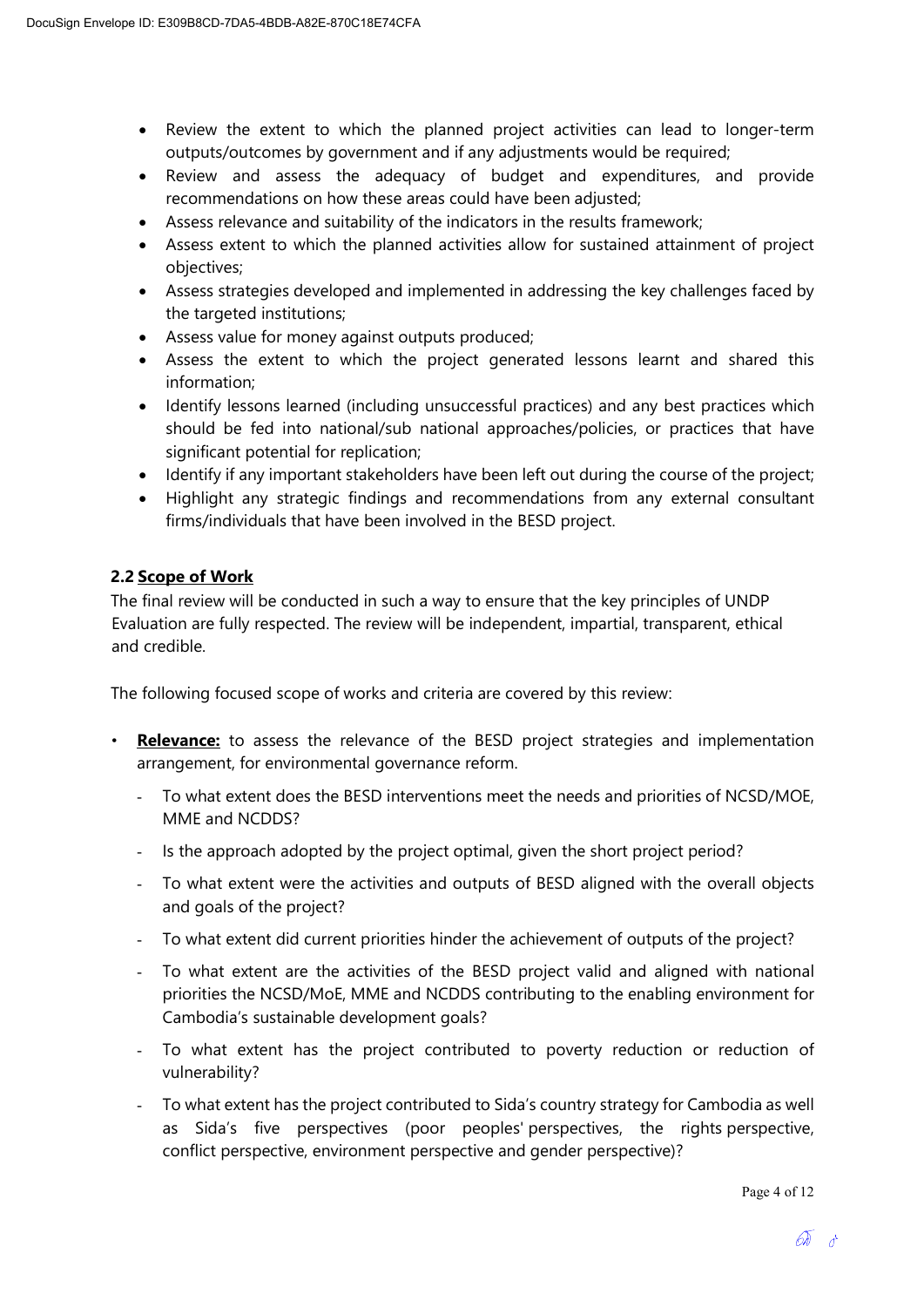- Review the extent to which the planned project activities can lead to longer-term outputs/outcomes by government and if any adjustments would be required;
- Review and assess the adequacy of budget and expenditures, and provide recommendations on how these areas could have been adjusted;
- Assess relevance and suitability of the indicators in the results framework;
- Assess extent to which the planned activities allow for sustained attainment of project objectives;
- Assess strategies developed and implemented in addressing the key challenges faced by the targeted institutions;
- Assess value for money against outputs produced;
- Assess the extent to which the project generated lessons learnt and shared this information;
- Identify lessons learned (including unsuccessful practices) and any best practices which should be fed into national/sub national approaches/policies, or practices that have significant potential for replication;
- Identify if any important stakeholders have been left out during the course of the project;
- Highlight any strategic findings and recommendations from any external consultant firms/individuals that have been involved in the BESD project.

### 2.2 Scope of Work

The final review will be conducted in such a way to ensure that the key principles of UNDP Evaluation are fully respected. The review will be independent, impartial, transparent, ethical and credible.

The following focused scope of works and criteria are covered by this review:

- **Relevance:** to assess the relevance of the BESD project strategies and implementation arrangement, for environmental governance reform.
  - To what extent does the BESD interventions meet the needs and priorities of NCSD/MOE, MME and NCDDS?
  - Is the approach adopted by the project optimal, given the short project period?
  - To what extent were the activities and outputs of BESD aligned with the overall objects and goals of the project?
  - To what extent did current priorities hinder the achievement of outputs of the project?
  - To what extent are the activities of the BESD project valid and aligned with national priorities the NCSD/MoE, MME and NCDDS contributing to the enabling environment for Cambodia's sustainable development goals?
  - To what extent has the project contributed to poverty reduction or reduction of vulnerability?
  - To what extent has the project contributed to Sida's country strategy for Cambodia as well as Sida's five perspectives (poor peoples' perspectives, the rights perspective, conflict perspective, environment perspective and gender perspective)?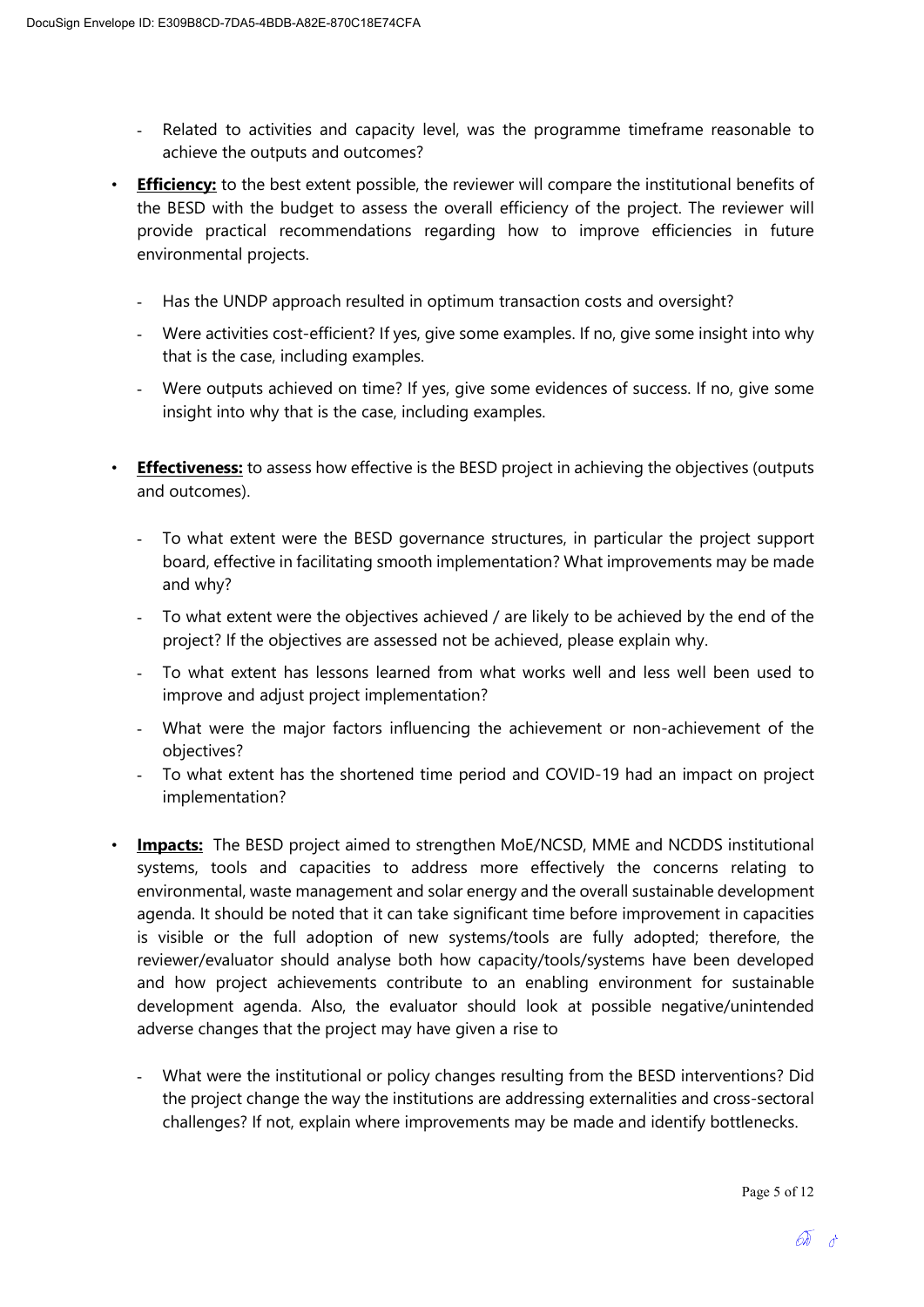- Related to activities and capacity level, was the programme timeframe reasonable to achieve the outputs and outcomes?

- **Efficiency:** to the best extent possible, the reviewer will compare the institutional benefits of the BESD with the budget to assess the overall efficiency of the project. The reviewer will provide practical recommendations regarding how to improve efficiencies in future environmental projects.

  - Has the UNDP approach resulted in optimum transaction costs and oversight?
  - Were activities cost-efficient? If yes, give some examples. If no, give some insight into why that is the case, including examples.
  - Were outputs achieved on time? If yes, give some evidences of success. If no, give some insight into why that is the case, including examples.

- **Effectiveness:** to assess how effective is the BESD project in achieving the objectives (outputs and outcomes).

  - To what extent were the BESD governance structures, in particular the project support board, effective in facilitating smooth implementation? What improvements may be made and why?
  - To what extent were the objectives achieved / are likely to be achieved by the end of the project? If the objectives are assessed not be achieved, please explain why.
  - To what extent has lessons learned from what works well and less well been used to improve and adjust project implementation?
  - What were the major factors influencing the achievement or non-achievement of the objectives?
  - To what extent has the shortened time period and COVID-19 had an impact on project implementation?

- **Impacts:** The BESD project aimed to strengthen MoE/NCSD, MME and NCDDS institutional systems, tools and capacities to address more effectively the concerns relating to environmental, waste management and solar energy and the overall sustainable development agenda. It should be noted that it can take significant time before improvement in capacities is visible or the full adoption of new systems/tools are fully adopted; therefore, the reviewer/evaluator should analyse both how capacity/tools/systems have been developed and how project achievements contribute to an enabling environment for sustainable development agenda. Also, the evaluator should look at possible negative/unintended adverse changes that the project may have given a rise to

  - What were the institutional or policy changes resulting from the BESD interventions? Did the project change the way the institutions are addressing externalities and cross-sectoral challenges? If not, explain where improvements may be made and identify bottlenecks.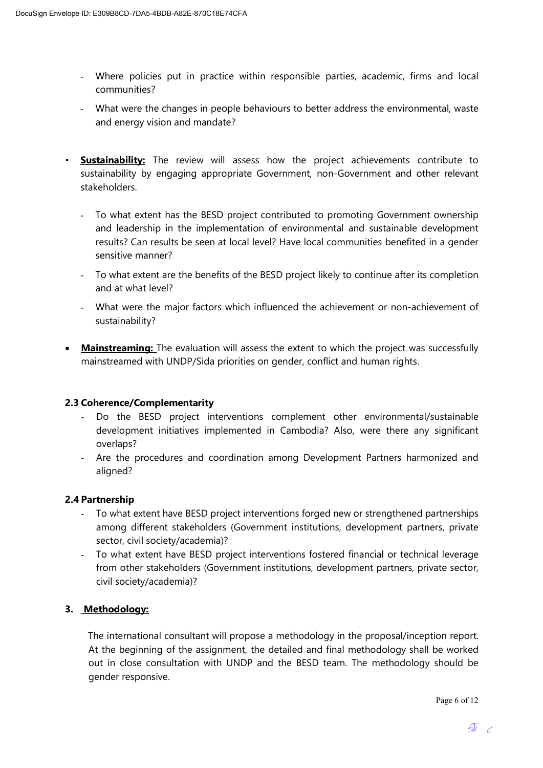- Where policies put in practice within responsible parties, academic, firms and local communities?
- What were the changes in people behaviours to better address the environmental, waste and energy vision and mandate?

- **Sustainability:** The review will assess how the project achievements contribute to sustainability by engaging appropriate Government, non-Government and other relevant stakeholders.
  - To what extent has the BESD project contributed to promoting Government ownership and leadership in the implementation of environmental and sustainable development results? Can results be seen at local level? Have local communities benefited in a gender sensitive manner?
  - To what extent are the benefits of the BESD project likely to continue after its completion and at what level?
  - What were the major factors which influenced the achievement or non-achievement of sustainability?

- **Mainstreaming:** The evaluation will assess the extent to which the project was successfully mainstreamed with UNDP/Sida priorities on gender, conflict and human rights.

### 2.3 Coherence/Complementarity

- Do the BESD project interventions complement other environmental/sustainable development initiatives implemented in Cambodia? Also, were there any significant overlaps?
- Are the procedures and coordination among Development Partners harmonized and aligned?

### 2.4 Partnership

- To what extent have BESD project interventions forged new or strengthened partnerships among different stakeholders (Government institutions, development partners, private sector, civil society/academia)?
- To what extent have BESD project interventions fostered financial or technical leverage from other stakeholders (Government institutions, development partners, private sector, civil society/academia)?

## 3. Methodology:

The international consultant will propose a methodology in the proposal/inception report. At the beginning of the assignment, the detailed and final methodology shall be worked out in close consultation with UNDP and the BESD team. The methodology should be gender responsive.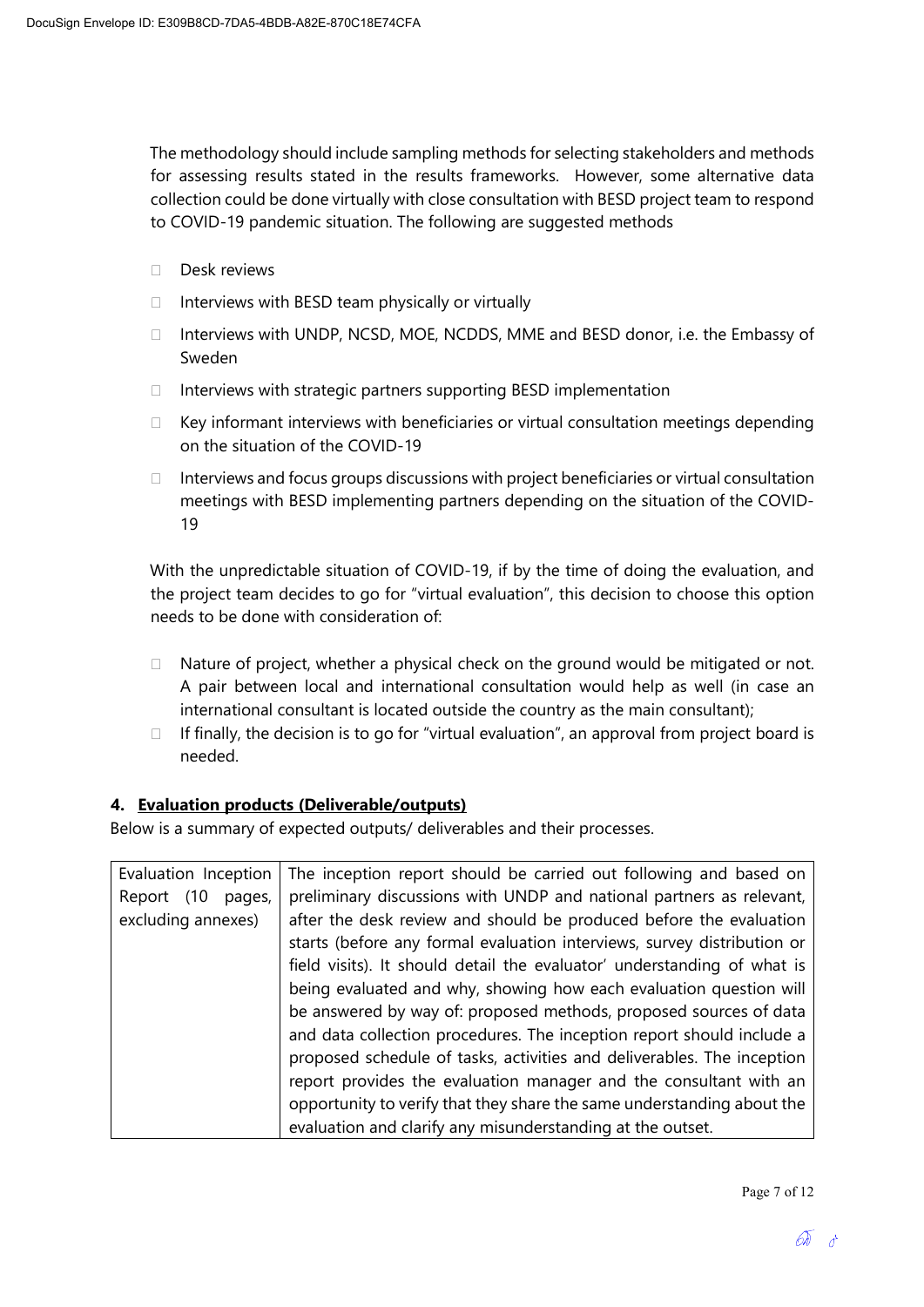The methodology should include sampling methods for selecting stakeholders and methods for assessing results stated in the results frameworks. However, some alternative data collection could be done virtually with close consultation with BESD project team to respond to COVID-19 pandemic situation. The following are suggested methods

- Desk reviews
- Interviews with BESD team physically or virtually
- Interviews with UNDP, NCSD, MOE, NCDDS, MME and BESD donor, i.e. the Embassy of Sweden
- Interviews with strategic partners supporting BESD implementation
- Key informant interviews with beneficiaries or virtual consultation meetings depending on the situation of the COVID-19
- Interviews and focus groups discussions with project beneficiaries or virtual consultation meetings with BESD implementing partners depending on the situation of the COVID-19

With the unpredictable situation of COVID-19, if by the time of doing the evaluation, and the project team decides to go for "virtual evaluation", this decision to choose this option needs to be done with consideration of:

- Nature of project, whether a physical check on the ground would be mitigated or not. A pair between local and international consultation would help as well (in case an international consultant is located outside the country as the main consultant);
- If finally, the decision is to go for "virtual evaluation", an approval from project board is needed.

## 4. Evaluation products (Deliverable/outputs)

Below is a summary of expected outputs/ deliverables and their processes.

| | |
|---|---|
| Evaluation Inception Report (10 pages, excluding annexes) | The inception report should be carried out following and based on preliminary discussions with UNDP and national partners as relevant, after the desk review and should be produced before the evaluation starts (before any formal evaluation interviews, survey distribution or field visits). It should detail the evaluator' understanding of what is being evaluated and why, showing how each evaluation question will be answered by way of: proposed methods, proposed sources of data and data collection procedures. The inception report should include a proposed schedule of tasks, activities and deliverables. The inception report provides the evaluation manager and the consultant with an opportunity to verify that they share the same understanding about the evaluation and clarify any misunderstanding at the outset. |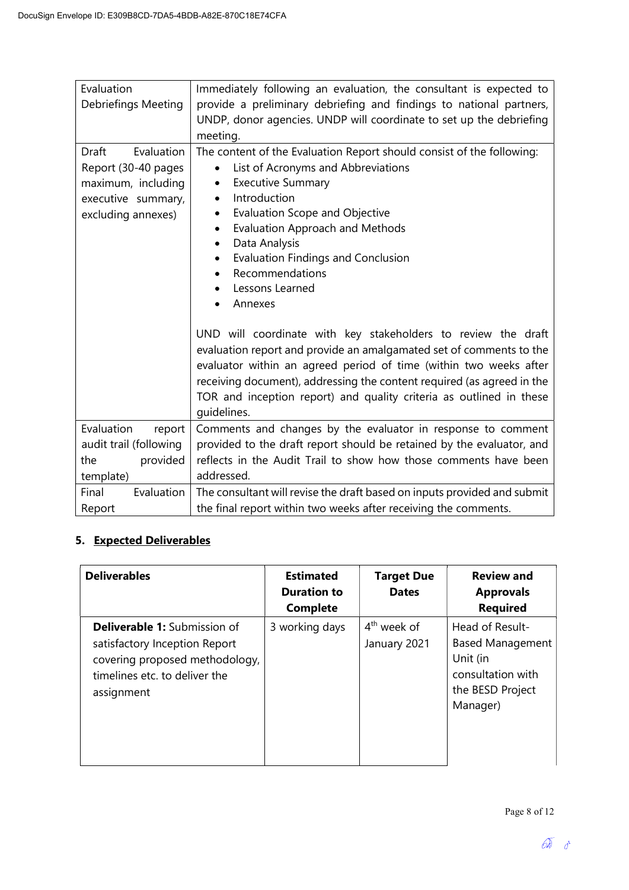| | |
|---|---|
| Evaluation Debriefings Meeting | Immediately following an evaluation, the consultant is expected to provide a preliminary debriefing and findings to national partners, UNDP, donor agencies. UNDP will coordinate to set up the debriefing meeting. |
| Draft Evaluation Report (30-40 pages maximum, including executive summary, excluding annexes) | The content of the Evaluation Report should consist of the following:<br>• List of Acronyms and Abbreviations<br>• Executive Summary<br>• Introduction<br>• Evaluation Scope and Objective<br>• Evaluation Approach and Methods<br>• Data Analysis<br>• Evaluation Findings and Conclusion<br>• Recommendations<br>• Lessons Learned<br>• Annexes<br><br>UND will coordinate with key stakeholders to review the draft evaluation report and provide an amalgamated set of comments to the evaluator within an agreed period of time (within two weeks after receiving document), addressing the content required (as agreed in the TOR and inception report) and quality criteria as outlined in these guidelines. |
| Evaluation report audit trail (following the provided template) | Comments and changes by the evaluator in response to comment provided to the draft report should be retained by the evaluator, and reflects in the Audit Trail to show how those comments have been addressed. |
| Final Evaluation Report | The consultant will revise the draft based on inputs provided and submit the final report within two weeks after receiving the comments. |

## 5. Expected Deliverables

| Deliverables | Estimated Duration to Complete | Target Due Dates | Review and Approvals Required |
|---|---|---|---|
| **Deliverable 1:** Submission of satisfactory Inception Report covering proposed methodology, timelines etc. to deliver the assignment | 3 working days | 4th week of January 2021 | Head of Result-Based Management Unit (in consultation with the BESD Project Manager) |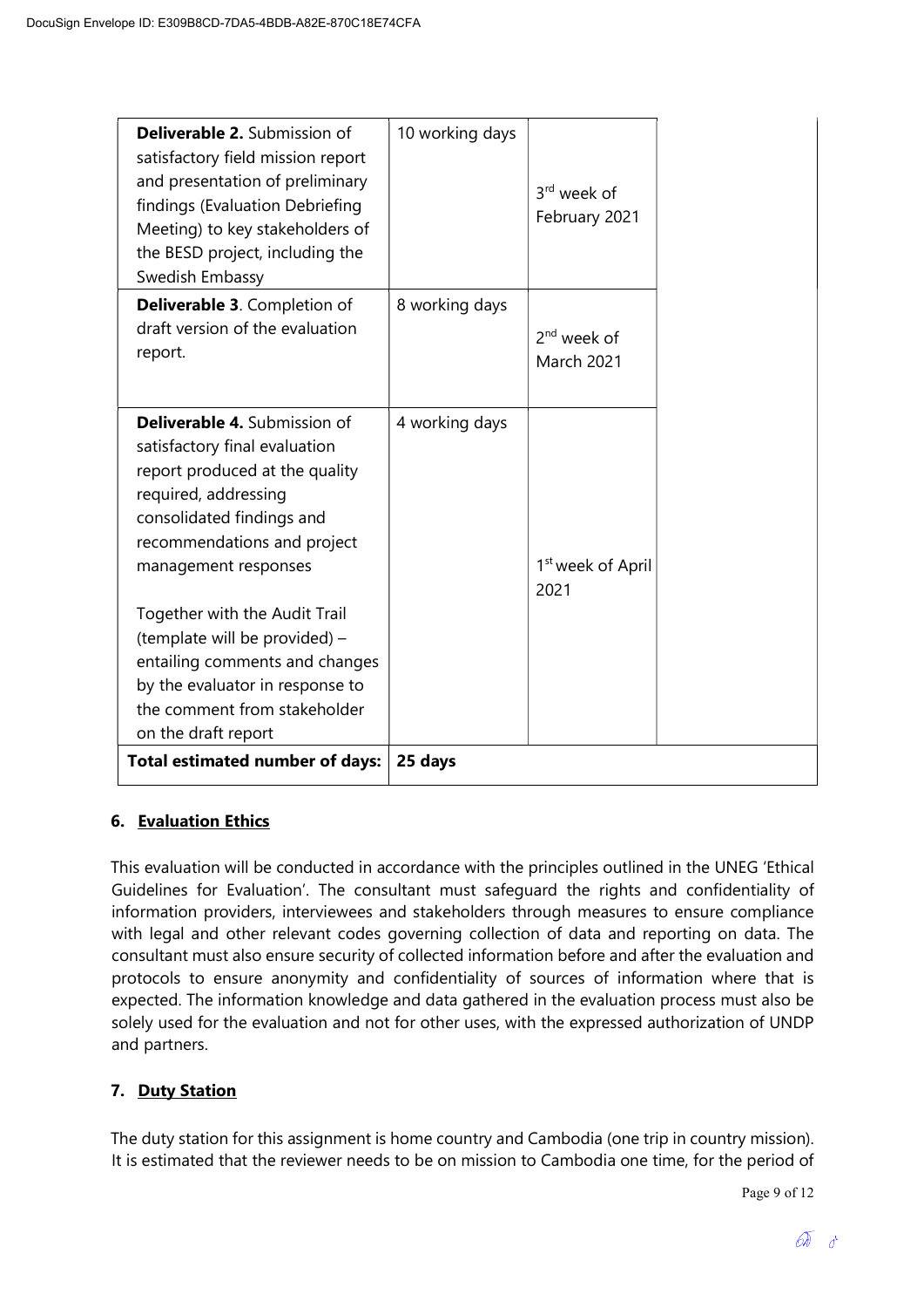| Deliverable | Working days | Timeline | |
|---|---|---|---|
| **Deliverable 2.** Submission of satisfactory field mission report and presentation of preliminary findings (Evaluation Debriefing Meeting) to key stakeholders of the BESD project, including the Swedish Embassy | 10 working days | 3rd week of February 2021 | |
| **Deliverable 3**. Completion of draft version of the evaluation report. | 8 working days | 2nd week of March 2021 | |
| **Deliverable 4.** Submission of satisfactory final evaluation report produced at the quality required, addressing consolidated findings and recommendations and project management responses<br><br>Together with the Audit Trail (template will be provided) – entailing comments and changes by the evaluator in response to the comment from stakeholder on the draft report | 4 working days | 1st week of April 2021 | |
| **Total estimated number of days:** | **25 days** | | |

## 6. Evaluation Ethics

This evaluation will be conducted in accordance with the principles outlined in the UNEG 'Ethical Guidelines for Evaluation'. The consultant must safeguard the rights and confidentiality of information providers, interviewees and stakeholders through measures to ensure compliance with legal and other relevant codes governing collection of data and reporting on data. The consultant must also ensure security of collected information before and after the evaluation and protocols to ensure anonymity and confidentiality of sources of information where that is expected. The information knowledge and data gathered in the evaluation process must also be solely used for the evaluation and not for other uses, with the expressed authorization of UNDP and partners.

## 7. Duty Station

The duty station for this assignment is home country and Cambodia (one trip in country mission). It is estimated that the reviewer needs to be on mission to Cambodia one time, for the period of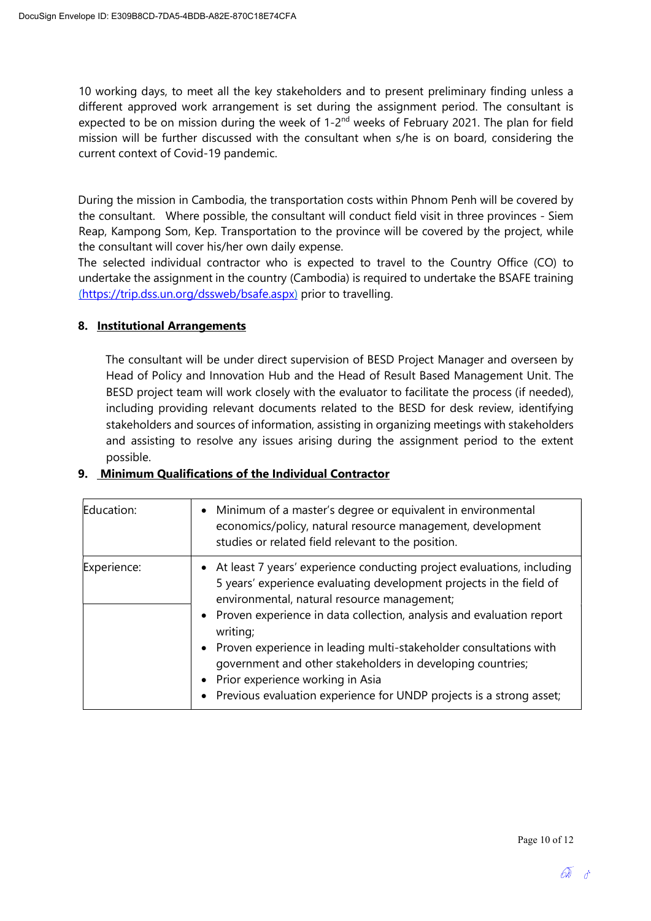10 working days, to meet all the key stakeholders and to present preliminary finding unless a different approved work arrangement is set during the assignment period. The consultant is expected to be on mission during the week of 1-2nd weeks of February 2021. The plan for field mission will be further discussed with the consultant when s/he is on board, considering the current context of Covid-19 pandemic.

During the mission in Cambodia, the transportation costs within Phnom Penh will be covered by the consultant. Where possible, the consultant will conduct field visit in three provinces - Siem Reap, Kampong Som, Kep. Transportation to the province will be covered by the project, while the consultant will cover his/her own daily expense.

The selected individual contractor who is expected to travel to the Country Office (CO) to undertake the assignment in the country (Cambodia) is required to undertake the BSAFE training (https://trip.dss.un.org/dssweb/bsafe.aspx) prior to travelling.

## 8. Institutional Arrangements

The consultant will be under direct supervision of BESD Project Manager and overseen by Head of Policy and Innovation Hub and the Head of Result Based Management Unit. The BESD project team will work closely with the evaluator to facilitate the process (if needed), including providing relevant documents related to the BESD for desk review, identifying stakeholders and sources of information, assisting in organizing meetings with stakeholders and assisting to resolve any issues arising during the assignment period to the extent possible.

## 9. Minimum Qualifications of the Individual Contractor

| | |
|---|---|
| Education: | • Minimum of a master's degree or equivalent in environmental economics/policy, natural resource management, development studies or related field relevant to the position. |
| Experience: | • At least 7 years' experience conducting project evaluations, including 5 years' experience evaluating development projects in the field of environmental, natural resource management; |
| | • Proven experience in data collection, analysis and evaluation report writing;<br>• Proven experience in leading multi-stakeholder consultations with government and other stakeholders in developing countries;<br>• Prior experience working in Asia<br>• Previous evaluation experience for UNDP projects is a strong asset; |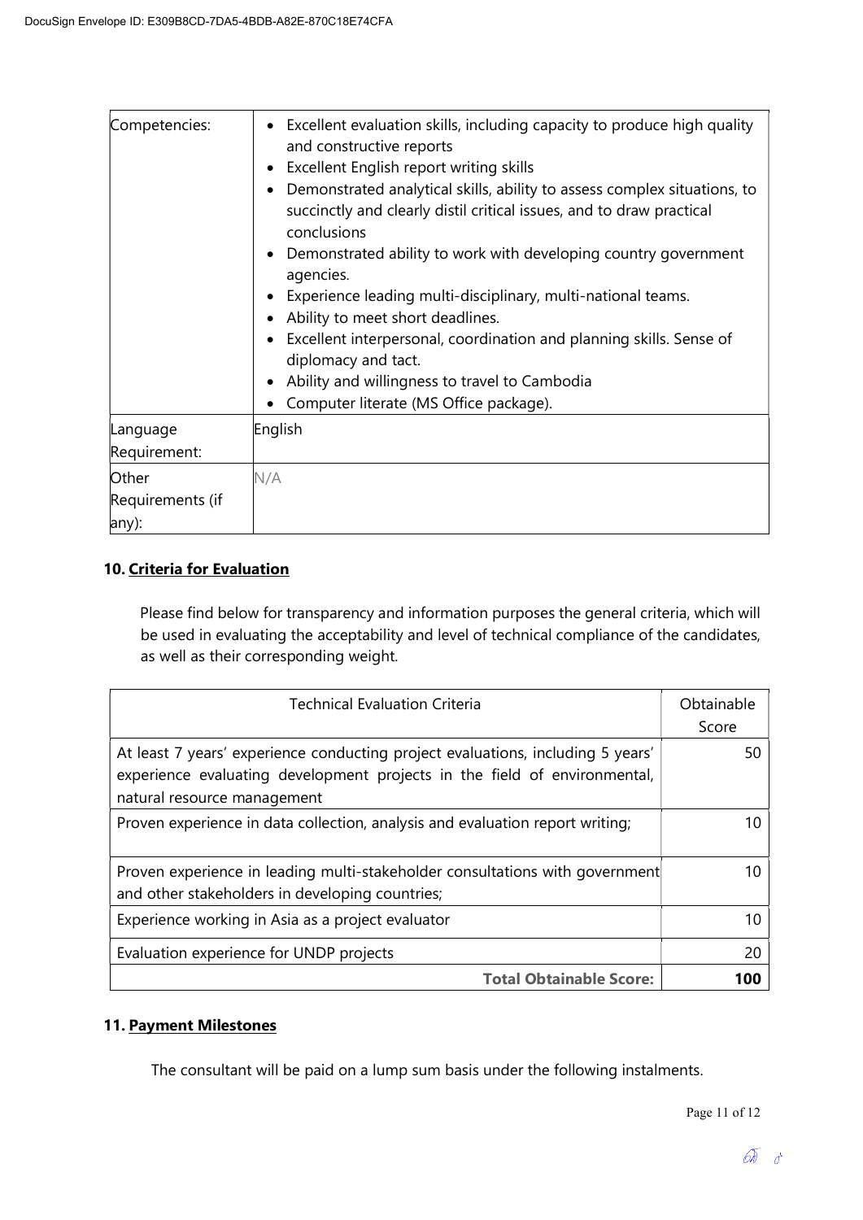| Competencies: | • Excellent evaluation skills, including capacity to produce high quality and constructive reports<br>• Excellent English report writing skills<br>• Demonstrated analytical skills, ability to assess complex situations, to succinctly and clearly distil critical issues, and to draw practical conclusions<br>• Demonstrated ability to work with developing country government agencies.<br>• Experience leading multi-disciplinary, multi-national teams.<br>• Ability to meet short deadlines.<br>• Excellent interpersonal, coordination and planning skills. Sense of diplomacy and tact.<br>• Ability and willingness to travel to Cambodia<br>• Computer literate (MS Office package). |
|---|---|
| Language Requirement: | English |
| Other Requirements (if any): | N/A |

## 10. Criteria for Evaluation

Please find below for transparency and information purposes the general criteria, which will be used in evaluating the acceptability and level of technical compliance of the candidates, as well as their corresponding weight.

| Technical Evaluation Criteria | Obtainable Score |
|---|---|
| At least 7 years' experience conducting project evaluations, including 5 years' experience evaluating development projects in the field of environmental, natural resource management | 50 |
| Proven experience in data collection, analysis and evaluation report writing; | 10 |
| Proven experience in leading multi-stakeholder consultations with government and other stakeholders in developing countries; | 10 |
| Experience working in Asia as a project evaluator | 10 |
| Evaluation experience for UNDP projects | 20 |
| **Total Obtainable Score:** | **100** |

## 11. Payment Milestones

The consultant will be paid on a lump sum basis under the following instalments.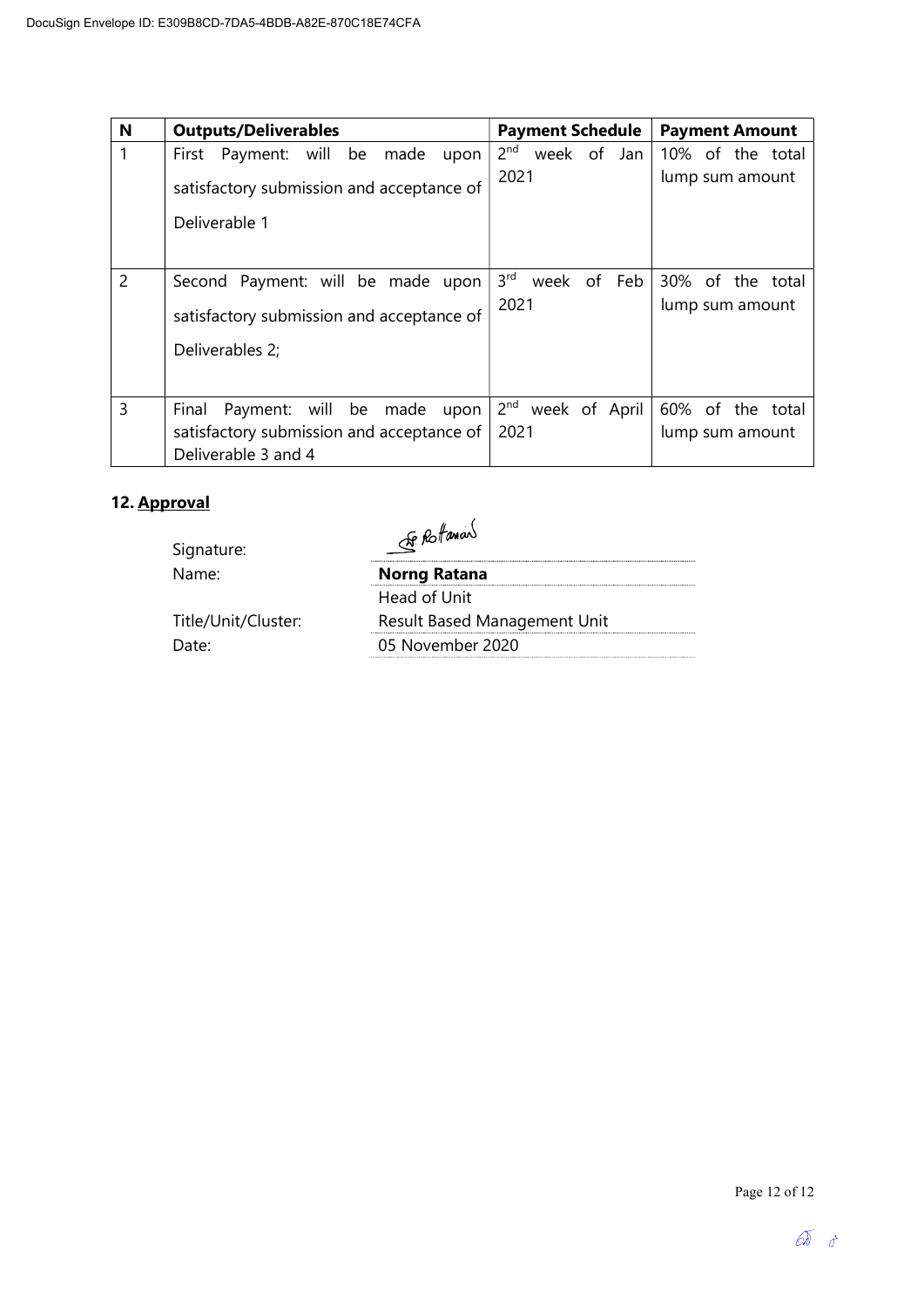| N | Outputs/Deliverables | Payment Schedule | Payment Amount |
|---|---|---|---|
| 1 | First Payment: will be made upon satisfactory submission and acceptance of Deliverable 1 | 2nd week of Jan 2021 | 10% of the total lump sum amount |
| 2 | Second Payment: will be made upon satisfactory submission and acceptance of Deliverables 2; | 3rd week of Feb 2021 | 30% of the total lump sum amount |
| 3 | Final Payment: will be made upon satisfactory submission and acceptance of Deliverable 3 and 4 | 2nd week of April 2021 | 60% of the total lump sum amount |

## 12. Approval

| | |
|---|---|
| Signature: | |
| Name: | **Norng Ratana** |
| | Head of Unit |
| Title/Unit/Cluster: | Result Based Management Unit |
| Date: | 05 November 2020 |